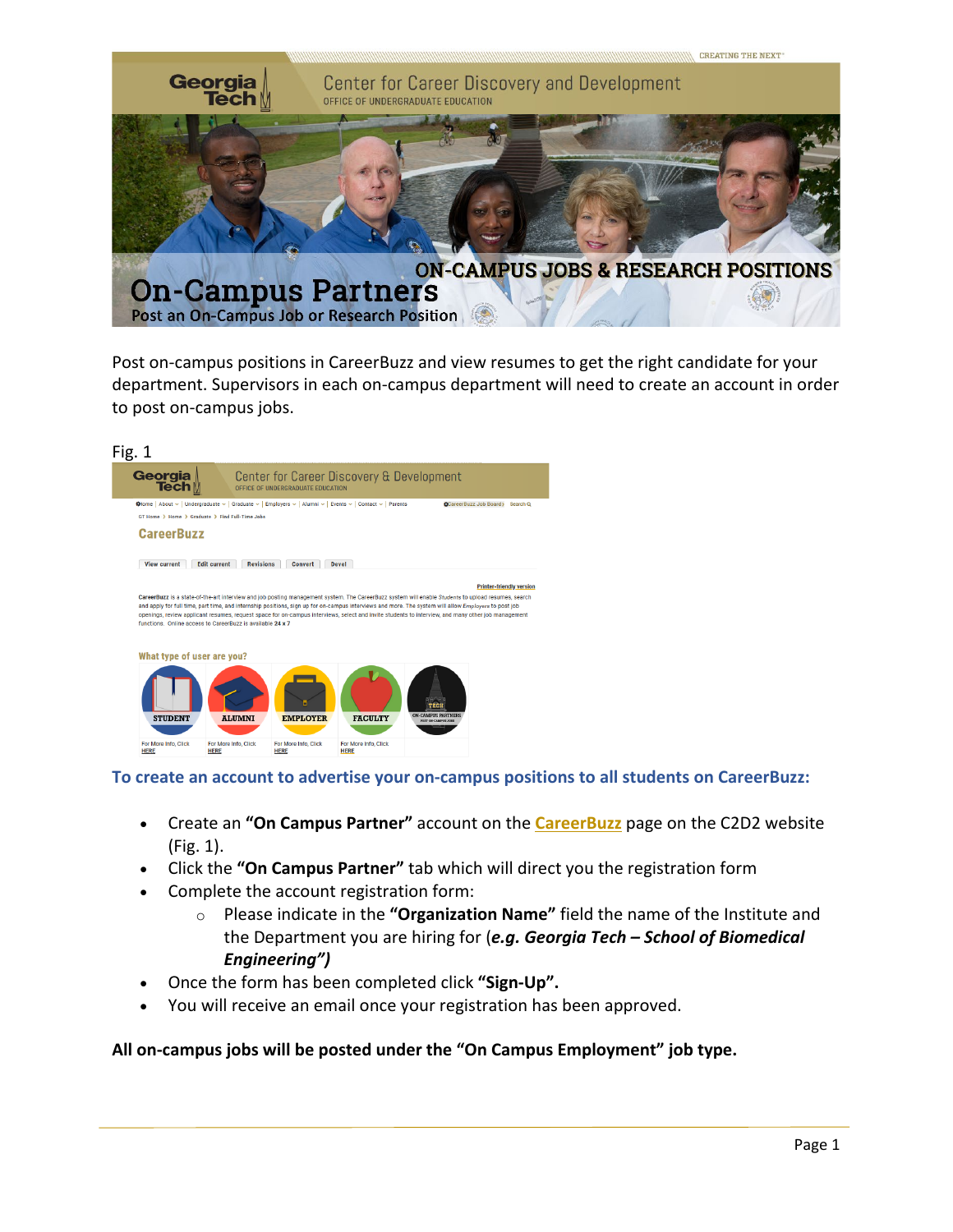# On-Campus Partners

Post an On-Campus Job or Research Position

Post on-campus positions in CareerBuzz and view resumes to get the right candidate for your department. Supervisors in each on-campus department will need to create an account in order to post on-campus jobs.

Fig. 1

### To create an account to advertise your on-campus positions to all students on CareerBuzz:

- Create an **"On Campus Partner"** account on the CareerBuzz page on the C2D2 website (Fig. 1).
- Click the **"On Campus Partner"** tab which will direct you the registration form
- Complete the account registration form:
  - Please indicate in the **"Organization Name"** field the name of the Institute and the Department you are hiring for (***e.g. Georgia Tech – School of Biomedical Engineering")***
- Once the form has been completed click **"Sign-Up".**
- You will receive an email once your registration has been approved.

**All on-campus jobs will be posted under the "On Campus Employment" job type.**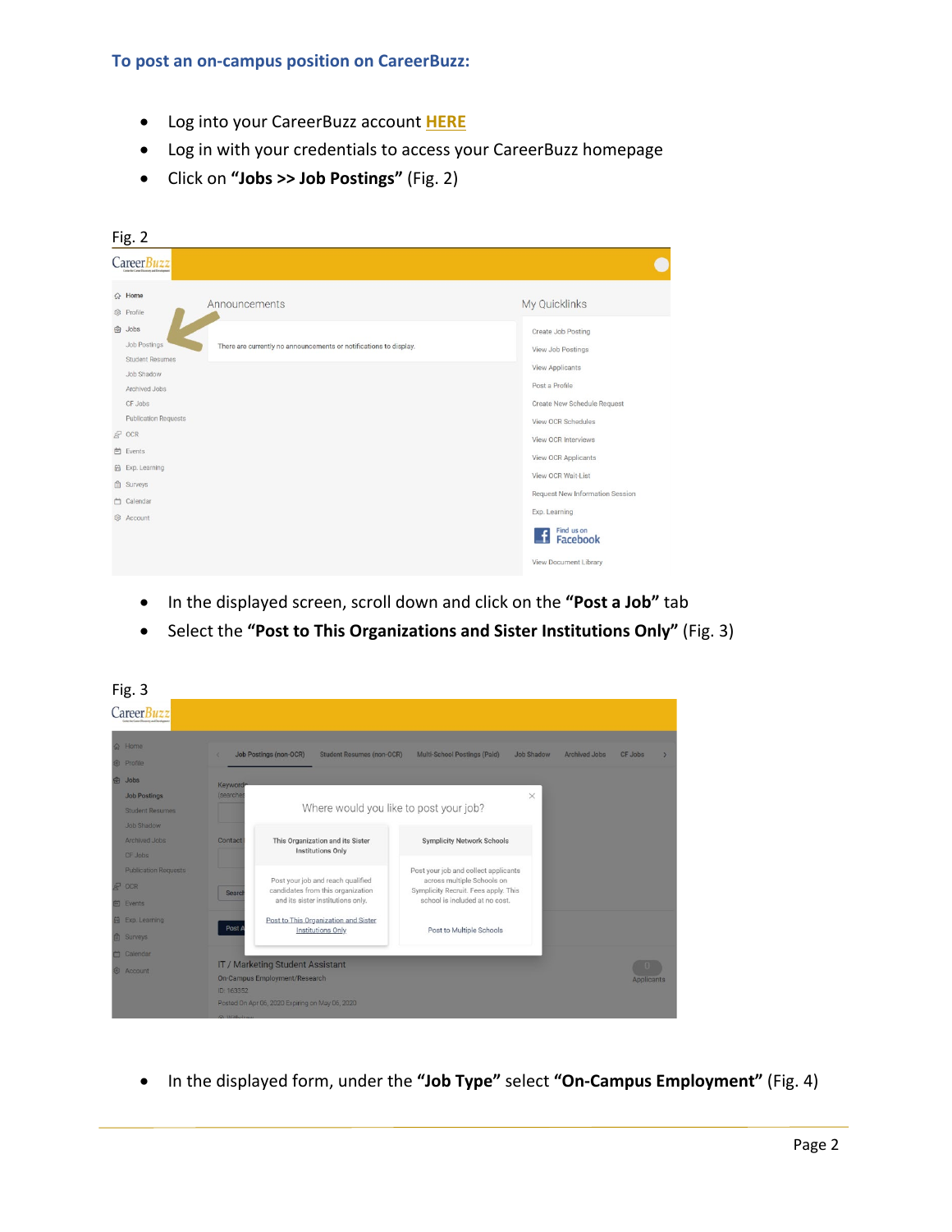### To post an on-campus position on CareerBuzz:

- Log into your CareerBuzz account **HERE**
- Log in with your credentials to access your CareerBuzz homepage
- Click on **"Jobs >> Job Postings"** (Fig. 2)

Fig. 2

- In the displayed screen, scroll down and click on the **"Post a Job"** tab
- Select the **"Post to This Organizations and Sister Institutions Only"** (Fig. 3)

Fig. 3

- In the displayed form, under the **"Job Type"** select **"On-Campus Employment"** (Fig. 4)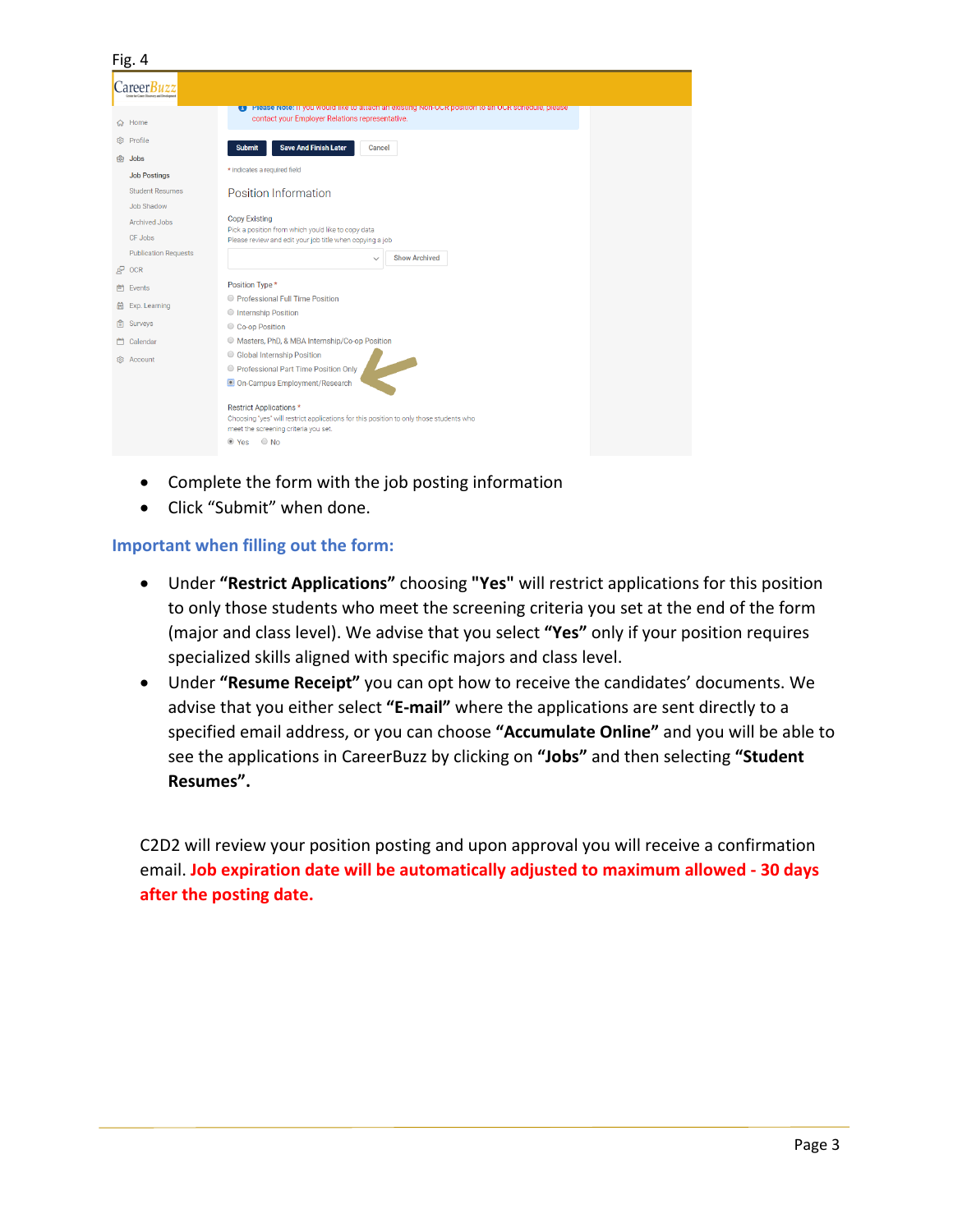Fig. 4

- Complete the form with the job posting information
- Click "Submit" when done.

### Important when filling out the form:

- Under **"Restrict Applications"** choosing **"Yes"** will restrict applications for this position to only those students who meet the screening criteria you set at the end of the form (major and class level). We advise that you select **"Yes"** only if your position requires specialized skills aligned with specific majors and class level.
- Under **"Resume Receipt"** you can opt how to receive the candidates' documents. We advise that you either select **"E-mail"** where the applications are sent directly to a specified email address, or you can choose **"Accumulate Online"** and you will be able to see the applications in CareerBuzz by clicking on **"Jobs"** and then selecting **"Student Resumes".**

C2D2 will review your position posting and upon approval you will receive a confirmation email. **Job expiration date will be automatically adjusted to maximum allowed - 30 days after the posting date.**